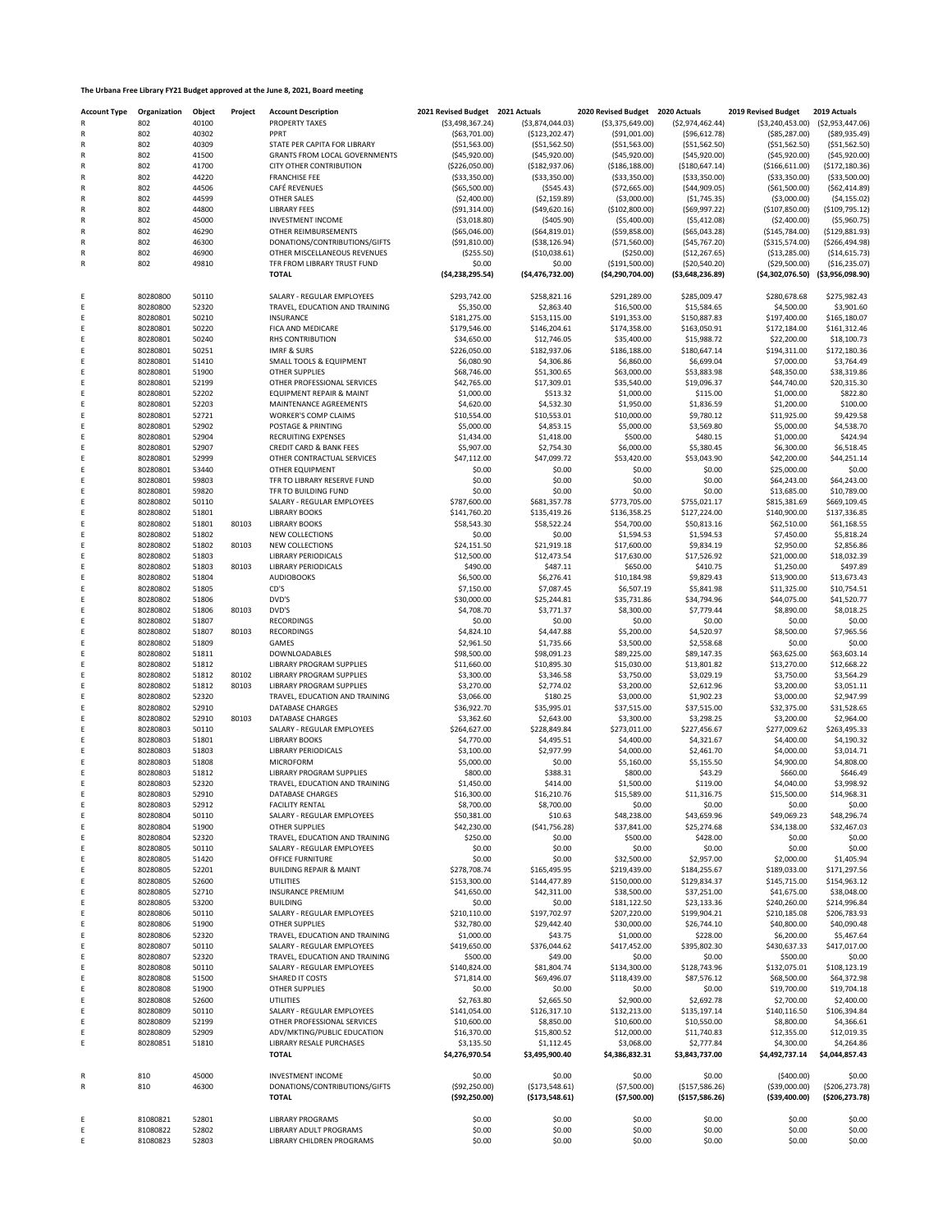**The Urbana Free Library FY21 Budget approved at the June 8, 2021, Board meeting**

| Account Type | Organization | Object | Project | Account Description | 2021 Revised Budget | 2021 Actuals | 2020 Revised Budget | 2020 Actuals | 2019 Revised Budget | 2019 Actuals |
|---|---|---|---|---|---|---|---|---|---|---|
| R | 802 | 40100 | | PROPERTY TAXES | ($3,498,367.24) | ($3,874,044.03) | ($3,375,649.00) | ($2,974,462.44) | ($3,240,453.00) | ($2,953,447.06) |
| R | 802 | 40302 | | PPRT | ($63,701.00) | ($123,202.47) | ($91,001.00) | ($96,612.78) | ($85,287.00) | ($89,935.49) |
| R | 802 | 40309 | | STATE PER CAPITA FOR LIBRARY | ($51,563.00) | ($51,562.50) | ($51,563.00) | ($51,563.00) | ($51,562.50) | ($51,562.50) |
| R | 802 | 41500 | | GRANTS FROM LOCAL GOVERNMENTS | ($45,920.00) | ($45,920.00) | ($45,920.00) | ($45,920.00) | ($45,920.00) | ($45,920.00) |
| R | 802 | 41700 | | CITY OTHER CONTRIBUTION | ($226,050.00) | ($182,937.06) | ($186,188.00) | ($180,647.14) | ($166,611.00) | ($172,180.36) |
| R | 802 | 44220 | | FRANCHISE FEE | ($33,350.00) | ($33,350.00) | ($33,350.00) | ($33,350.00) | ($33,350.00) | ($33,500.00) |
| R | 802 | 44506 | | CAFÉ REVENUES | ($65,500.00) | ($545.43) | ($72,665.00) | ($44,909.05) | ($61,500.00) | ($62,414.89) |
| R | 802 | 44599 | | OTHER SALES | ($2,400.00) | ($2,159.89) | ($3,000.00) | ($1,745.35) | ($3,000.00) | ($4,155.02) |
| R | 802 | 44800 | | LIBRARY FEES | ($91,314.00) | ($49,620.16) | ($102,800.00) | ($69,997.22) | ($107,850.00) | ($109,795.12) |
| R | 802 | 45000 | | INVESTMENT INCOME | ($3,018.80) | ($405.90) | ($5,400.00) | ($5,412.08) | ($2,400.00) | ($5,960.75) |
| R | 802 | 46290 | | OTHER REIMBURSEMENTS | ($65,046.00) | ($64,819.01) | ($59,858.00) | ($65,043.28) | ($145,784.00) | ($129,881.93) |
| R | 802 | 46300 | | DONATIONS/CONTRIBUTIONS/GIFTS | ($91,810.00) | ($38,126.94) | ($71,560.00) | ($45,767.20) | ($315,574.00) | ($266,494.98) |
| R | 802 | 46900 | | OTHER MISCELLANEOUS REVENUES | ($255.50) | ($10,038.61) | ($250.00) | ($12,267.65) | ($13,285.00) | ($14,615.73) |
| R | 802 | 49810 | | TFR FROM LIBRARY TRUST FUND | $0.00 | $0.00 | ($191,500.00) | ($20,540.20) | ($29,500.00) | ($16,235.07) |
| | | | | **TOTAL** | **($4,238,295.54)** | **($4,476,732.00)** | **($4,290,704.00)** | **($3,648,236.89)** | **($4,302,076.50)** | **($3,956,098.90)** |
| E | 80280800 | 50110 | | SALARY - REGULAR EMPLOYEES | $293,742.00 | $258,821.16 | $291,289.00 | $285,009.47 | $280,678.68 | $275,982.43 |
| E | 80280800 | 52320 | | TRAVEL, EDUCATION AND TRAINING | $5,350.00 | $2,863.40 | $16,500.00 | $15,584.65 | $4,500.00 | $3,901.60 |
| E | 80280801 | 50210 | | INSURANCE | $181,275.00 | $153,115.00 | $191,353.00 | $150,887.83 | $197,400.00 | $165,180.07 |
| E | 80280801 | 50220 | | FICA AND MEDICARE | $179,546.00 | $146,204.61 | $174,358.00 | $163,050.91 | $172,184.00 | $161,312.46 |
| E | 80280801 | 50240 | | RHS CONTRIBUTION | $34,650.00 | $12,746.05 | $35,400.00 | $15,988.72 | $22,200.00 | $18,100.73 |
| E | 80280801 | 50251 | | IMRF & SURS | $226,050.00 | $182,937.06 | $186,188.00 | $180,647.14 | $194,311.00 | $172,180.36 |
| E | 80280801 | 51410 | | SMALL TOOLS & EQUIPMENT | $6,080.90 | $4,306.86 | $6,860.00 | $6,699.04 | $7,000.00 | $3,764.49 |
| E | 80280801 | 51900 | | OTHER SUPPLIES | $68,746.00 | $51,300.65 | $63,000.00 | $53,883.98 | $48,350.00 | $38,319.86 |
| E | 80280801 | 52199 | | OTHER PROFESSIONAL SERVICES | $42,765.00 | $17,309.01 | $35,540.00 | $19,096.37 | $44,740.00 | $20,315.30 |
| E | 80280801 | 52202 | | EQUIPMENT REPAIR & MAINT | $1,000.00 | $513.32 | $1,000.00 | $115.00 | $1,000.00 | $822.80 |
| E | 80280801 | 52203 | | MAINTENANCE AGREEMENTS | $4,620.00 | $4,532.30 | $1,950.00 | $1,836.59 | $1,200.00 | $100.00 |
| E | 80280801 | 52721 | | WORKER'S COMP CLAIMS | $10,554.00 | $10,553.01 | $10,000.00 | $9,780.12 | $11,925.00 | $9,429.58 |
| E | 80280801 | 52902 | | POSTAGE & PRINTING | $5,000.00 | $4,853.15 | $5,000.00 | $3,569.80 | $5,000.00 | $4,538.70 |
| E | 80280801 | 52904 | | RECRUITING EXPENSES | $1,434.00 | $1,418.00 | $500.00 | $480.15 | $1,000.00 | $424.94 |
| E | 80280801 | 52907 | | CREDIT CARD & BANK FEES | $5,907.00 | $2,754.30 | $6,000.00 | $5,380.45 | $6,300.00 | $6,518.45 |
| E | 80280801 | 52999 | | OTHER CONTRACTUAL SERVICES | $47,112.00 | $47,099.72 | $53,420.00 | $53,043.90 | $42,200.00 | $44,251.14 |
| E | 80280801 | 53440 | | OTHER EQUIPMENT | $0.00 | $0.00 | $0.00 | $0.00 | $25,000.00 | $0.00 |
| E | 80280801 | 59803 | | TFR TO LIBRARY RESERVE FUND | $0.00 | $0.00 | $0.00 | $0.00 | $64,243.00 | $64,243.00 |
| E | 80280801 | 59820 | | TFR TO BUILDING FUND | $0.00 | $0.00 | $0.00 | $0.00 | $13,685.00 | $10,789.00 |
| E | 80280802 | 50110 | | SALARY - REGULAR EMPLOYEES | $787,600.00 | $681,357.78 | $773,705.00 | $755,021.17 | $815,381.69 | $669,109.45 |
| E | 80280802 | 51801 | | LIBRARY BOOKS | $141,760.20 | $135,419.26 | $136,358.25 | $127,224.00 | $140,900.00 | $137,336.85 |
| E | 80280802 | 51801 | 80103 | LIBRARY BOOKS | $58,543.30 | $58,522.24 | $54,700.00 | $50,813.16 | $62,510.00 | $61,168.55 |
| E | 80280802 | 51802 | | NEW COLLECTIONS | $0.00 | $0.00 | $1,594.53 | $1,594.53 | $7,450.00 | $5,818.24 |
| E | 80280802 | 51802 | 80103 | NEW COLLECTIONS | $24,151.50 | $21,919.18 | $17,600.00 | $9,834.19 | $2,950.00 | $2,856.86 |
| E | 80280802 | 51803 | | LIBRARY PERIODICALS | $12,500.00 | $12,473.54 | $17,630.00 | $17,526.92 | $21,000.00 | $18,032.39 |
| E | 80280802 | 51803 | 80103 | LIBRARY PERIODICALS | $490.00 | $487.11 | $650.00 | $410.75 | $1,250.00 | $497.89 |
| E | 80280802 | 51804 | | AUDIOBOOKS | $6,500.00 | $6,276.41 | $10,184.98 | $9,829.43 | $13,900.00 | $13,673.43 |
| E | 80280802 | 51805 | | CD'S | $7,150.00 | $7,087.45 | $6,507.19 | $5,841.98 | $11,325.00 | $10,754.51 |
| E | 80280802 | 51806 | | DVD'S | $30,000.00 | $25,244.81 | $35,731.86 | $34,794.96 | $44,075.00 | $41,520.77 |
| E | 80280802 | 51806 | 80103 | DVD'S | $4,708.70 | $3,771.37 | $8,300.00 | $7,779.44 | $8,890.00 | $8,018.25 |
| E | 80280802 | 51807 | | RECORDINGS | $0.00 | $0.00 | $0.00 | $0.00 | $0.00 | $0.00 |
| E | 80280802 | 51807 | 80103 | RECORDINGS | $4,824.10 | $4,447.88 | $5,200.00 | $4,520.97 | $8,500.00 | $7,965.56 |
| E | 80280802 | 51809 | | GAMES | $2,961.50 | $1,735.66 | $3,500.00 | $2,558.68 | $0.00 | $0.00 |
| E | 80280802 | 51811 | | DOWNLOADABLES | $98,500.00 | $98,091.23 | $89,225.00 | $89,147.35 | $63,625.00 | $63,603.14 |
| E | 80280802 | 51812 | | LIBRARY PROGRAM SUPPLIES | $11,660.00 | $10,895.30 | $15,030.00 | $13,801.82 | $13,270.00 | $12,668.22 |
| E | 80280802 | 51812 | 80102 | LIBRARY PROGRAM SUPPLIES | $3,300.00 | $3,346.58 | $3,750.00 | $3,029.19 | $3,750.00 | $3,564.29 |
| E | 80280802 | 51812 | 80103 | LIBRARY PROGRAM SUPPLIES | $3,270.00 | $2,774.02 | $3,200.00 | $2,612.96 | $3,200.00 | $3,051.11 |
| E | 80280802 | 52320 | | TRAVEL, EDUCATION AND TRAINING | $3,066.00 | $180.25 | $3,000.00 | $1,902.23 | $3,000.00 | $2,947.99 |
| E | 80280802 | 52910 | | DATABASE CHARGES | $36,922.70 | $35,995.01 | $37,515.00 | $37,515.00 | $32,375.00 | $31,528.65 |
| E | 80280802 | 52910 | 80103 | DATABASE CHARGES | $3,362.60 | $2,643.00 | $3,300.00 | $3,298.25 | $3,200.00 | $2,964.00 |
| E | 80280803 | 50110 | | SALARY - REGULAR EMPLOYEES | $264,627.00 | $228,849.84 | $273,011.00 | $227,456.67 | $277,009.62 | $263,495.33 |
| E | 80280803 | 51801 | | LIBRARY BOOKS | $4,770.00 | $4,495.51 | $4,400.00 | $4,321.67 | $4,400.00 | $4,190.32 |
| E | 80280803 | 51803 | | LIBRARY PERIODICALS | $3,100.00 | $2,977.99 | $4,000.00 | $2,461.70 | $4,000.00 | $3,014.71 |
| E | 80280803 | 51808 | | MICROFORM | $5,000.00 | $0.00 | $5,160.00 | $5,155.50 | $4,900.00 | $4,808.00 |
| E | 80280803 | 51812 | | LIBRARY PROGRAM SUPPLIES | $800.00 | $388.31 | $800.00 | $43.29 | $660.00 | $646.49 |
| E | 80280803 | 52320 | | TRAVEL, EDUCATION AND TRAINING | $1,450.00 | $414.00 | $1,500.00 | $119.00 | $4,040.00 | $3,998.92 |
| E | 80280803 | 52910 | | DATABASE CHARGES | $16,300.00 | $16,210.76 | $15,589.00 | $11,316.75 | $15,500.00 | $14,968.31 |
| E | 80280803 | 52912 | | FACILITY RENTAL | $8,700.00 | $8,700.00 | $0.00 | $0.00 | $0.00 | $0.00 |
| E | 80280804 | 50110 | | SALARY - REGULAR EMPLOYEES | $50,381.00 | $10.63 | $48,238.00 | $43,659.96 | $49,069.23 | $48,296.74 |
| E | 80280804 | 51900 | | OTHER SUPPLIES | $42,230.00 | ($41,756.28) | $37,841.00 | $25,274.68 | $34,138.00 | $32,467.03 |
| E | 80280804 | 52320 | | TRAVEL, EDUCATION AND TRAINING | $250.00 | $0.00 | $500.00 | $428.00 | $0.00 | $0.00 |
| E | 80280805 | 50110 | | SALARY - REGULAR EMPLOYEES | $0.00 | $0.00 | $0.00 | $0.00 | $0.00 | $0.00 |
| E | 80280805 | 51420 | | OFFICE FURNITURE | $0.00 | $0.00 | $32,500.00 | $2,957.00 | $2,000.00 | $1,405.94 |
| E | 80280805 | 52201 | | BUILDING REPAIR & MAINT | $278,708.74 | $165,495.95 | $219,439.00 | $184,255.67 | $189,033.00 | $171,297.56 |
| E | 80280805 | 52600 | | UTILITIES | $153,300.00 | $144,477.89 | $150,000.00 | $129,834.37 | $145,715.00 | $154,963.12 |
| E | 80280805 | 52710 | | INSURANCE PREMIUM | $41,650.00 | $42,311.00 | $38,500.00 | $37,251.00 | $41,675.00 | $38,048.00 |
| E | 80280805 | 53200 | | BUILDING | $0.00 | $0.00 | $181,122.50 | $23,133.36 | $240,260.00 | $214,996.84 |
| E | 80280806 | 50110 | | SALARY - REGULAR EMPLOYEES | $210,110.00 | $197,702.97 | $207,220.00 | $199,904.21 | $210,185.08 | $206,783.93 |
| E | 80280806 | 51900 | | OTHER SUPPLIES | $32,780.00 | $29,442.40 | $30,000.00 | $26,744.10 | $40,800.00 | $40,090.48 |
| E | 80280806 | 52320 | | TRAVEL, EDUCATION AND TRAINING | $1,000.00 | $43.75 | $1,000.00 | $228.00 | $6,200.00 | $5,467.64 |
| E | 80280807 | 50110 | | SALARY - REGULAR EMPLOYEES | $419,650.00 | $376,044.62 | $417,452.00 | $395,802.30 | $430,637.33 | $417,017.00 |
| E | 80280807 | 52320 | | TRAVEL, EDUCATION AND TRAINING | $500.00 | $49.00 | $0.00 | $0.00 | $500.00 | $0.00 |
| E | 80280808 | 50110 | | SALARY - REGULAR EMPLOYEES | $140,824.00 | $81,804.74 | $134,300.00 | $128,743.96 | $132,075.01 | $108,123.19 |
| E | 80280808 | 51500 | | SHARED IT COSTS | $71,814.00 | $69,496.07 | $118,439.00 | $87,576.12 | $68,500.00 | $64,372.98 |
| E | 80280808 | 51900 | | OTHER SUPPLIES | $0.00 | $0.00 | $0.00 | $0.00 | $19,700.00 | $19,704.18 |
| E | 80280808 | 52600 | | UTILITIES | $2,763.80 | $2,665.50 | $2,900.00 | $2,692.78 | $2,700.00 | $2,400.00 |
| E | 80280809 | 50110 | | SALARY - REGULAR EMPLOYEES | $141,054.00 | $126,317.10 | $132,213.00 | $135,197.14 | $140,116.50 | $106,394.84 |
| E | 80280809 | 52199 | | OTHER PROFESSIONAL SERVICES | $10,600.00 | $8,850.00 | $10,600.00 | $10,550.00 | $8,800.00 | $4,366.61 |
| E | 80280809 | 52909 | | ADV/MKTING/PUBLIC EDUCATION | $16,370.00 | $15,800.52 | $12,000.00 | $11,740.83 | $12,355.00 | $12,019.35 |
| E | 80280851 | 51810 | | LIBRARY RESALE PURCHASES | $3,135.50 | $1,112.45 | $3,068.00 | $2,777.84 | $4,300.00 | $4,264.86 |
| | | | | **TOTAL** | **$4,276,970.54** | **$3,495,900.40** | **$4,386,832.31** | **$3,843,737.00** | **$4,492,737.14** | **$4,044,857.43** |
| R | 810 | 45000 | | INVESTMENT INCOME | $0.00 | $0.00 | $0.00 | $0.00 | ($400.00) | $0.00 |
| R | 810 | 46300 | | DONATIONS/CONTRIBUTIONS/GIFTS | ($92,250.00) | ($173,548.61) | ($7,500.00) | ($157,586.26) | ($39,000.00) | ($206,273.78) |
| | | | | **TOTAL** | **($92,250.00)** | **($173,548.61)** | **($7,500.00)** | **($157,586.26)** | **($39,400.00)** | **($206,273.78)** |
| E | 81080821 | 52801 | | LIBRARY PROGRAMS | $0.00 | $0.00 | $0.00 | $0.00 | $0.00 | $0.00 |
| E | 81080822 | 52802 | | LIBRARY ADULT PROGRAMS | $0.00 | $0.00 | $0.00 | $0.00 | $0.00 | $0.00 |
| E | 81080823 | 52803 | | LIBRARY CHILDREN PROGRAMS | $0.00 | $0.00 | $0.00 | $0.00 | $0.00 | $0.00 |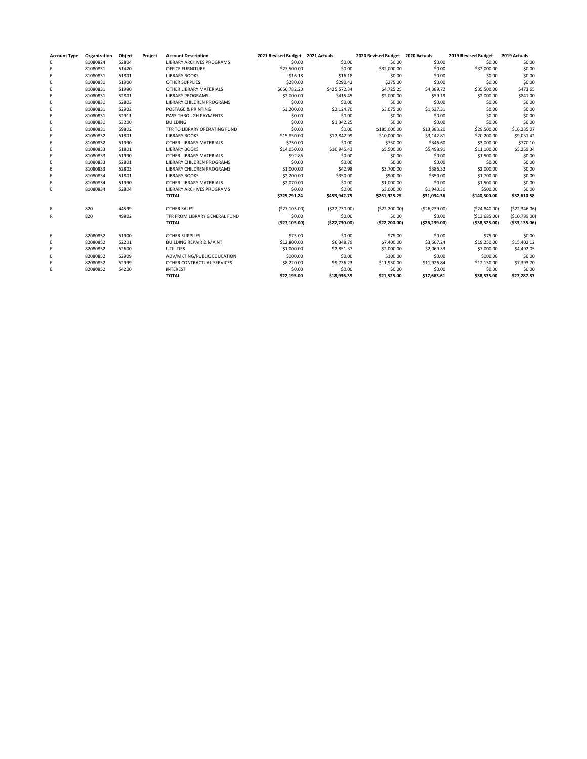| Account Type | Organization | Object | Project | Account Description | 2021 Revised Budget | 2021 Actuals | 2020 Revised Budget | 2020 Actuals | 2019 Revised Budget | 2019 Actuals |
|---|---|---|---|---|---|---|---|---|---|---|
| E | 81080824 | 52804 | | LIBRARY ARCHIVES PROGRAMS | $0.00 | $0.00 | $0.00 | $0.00 | $0.00 | $0.00 |
| E | 81080831 | 51420 | | OFFICE FURNITURE | $27,500.00 | $0.00 | $32,000.00 | $0.00 | $32,000.00 | $0.00 |
| E | 81080831 | 51801 | | LIBRARY BOOKS | $16.18 | $16.18 | $0.00 | $0.00 | $0.00 | $0.00 |
| E | 81080831 | 51900 | | OTHER SUPPLIES | $280.00 | $290.43 | $275.00 | $0.00 | $0.00 | $0.00 |
| E | 81080831 | 51990 | | OTHER LIBRARY MATERIALS | $656,782.20 | $425,572.34 | $4,725.25 | $4,389.72 | $35,500.00 | $473.65 |
| E | 81080831 | 52801 | | LIBRARY PROGRAMS | $2,000.00 | $415.45 | $2,000.00 | $59.19 | $2,000.00 | $841.00 |
| E | 81080831 | 52803 | | LIBRARY CHILDREN PROGRAMS | $0.00 | $0.00 | $0.00 | $0.00 | $0.00 | $0.00 |
| E | 81080831 | 52902 | | POSTAGE & PRINTING | $3,200.00 | $2,124.70 | $3,075.00 | $1,537.31 | $0.00 | $0.00 |
| E | 81080831 | 52911 | | PASS-THROUGH PAYMENTS | $0.00 | $0.00 | $0.00 | $0.00 | $0.00 | $0.00 |
| E | 81080831 | 53200 | | BUILDING | $0.00 | $1,342.25 | $0.00 | $0.00 | $0.00 | $0.00 |
| E | 81080831 | 59802 | | TFR TO LIBRARY OPERATING FUND | $0.00 | $0.00 | $185,000.00 | $13,383.20 | $29,500.00 | $16,235.07 |
| E | 81080832 | 51801 | | LIBRARY BOOKS | $15,850.00 | $12,842.99 | $10,000.00 | $3,142.81 | $20,200.00 | $9,031.42 |
| E | 81080832 | 51990 | | OTHER LIBRARY MATERIALS | $750.00 | $0.00 | $750.00 | $346.60 | $3,000.00 | $770.10 |
| E | 81080833 | 51801 | | LIBRARY BOOKS | $14,050.00 | $10,945.43 | $5,500.00 | $5,498.91 | $11,100.00 | $5,259.34 |
| E | 81080833 | 51990 | | OTHER LIBRARY MATERIALS | $92.86 | $0.00 | $0.00 | $0.00 | $1,500.00 | $0.00 |
| E | 81080833 | 52801 | | LIBRARY CHILDREN PROGRAMS | $0.00 | $0.00 | $0.00 | $0.00 | $0.00 | $0.00 |
| E | 81080833 | 52803 | | LIBRARY CHILDREN PROGRAMS | $1,000.00 | $42.98 | $3,700.00 | $386.32 | $2,000.00 | $0.00 |
| E | 81080834 | 51801 | | LIBRARY BOOKS | $2,200.00 | $350.00 | $900.00 | $350.00 | $1,700.00 | $0.00 |
| E | 81080834 | 51990 | | OTHER LIBRARY MATERIALS | $2,070.00 | $0.00 | $1,000.00 | $0.00 | $1,500.00 | $0.00 |
| E | 81080834 | 52804 | | LIBRARY ARCHIVES PROGRAMS | $0.00 | $0.00 | $3,000.00 | $1,940.30 | $500.00 | $0.00 |
| | | | | **TOTAL** | **$725,791.24** | **$453,942.75** | **$251,925.25** | **$31,034.36** | **$140,500.00** | **$32,610.58** |
| | | | | | | | | | | |
| R | 820 | 44599 | | OTHER SALES | ($27,105.00) | ($22,730.00) | ($22,200.00) | ($26,239.00) | ($24,840.00) | ($22,346.06) |
| R | 820 | 49802 | | TFR FROM LIBRARY GENERAL FUND | $0.00 | $0.00 | $0.00 | $0.00 | ($13,685.00) | ($10,789.00) |
| | | | | **TOTAL** | **($27,105.00)** | **($22,730.00)** | **($22,200.00)** | **($26,239.00)** | **($38,525.00)** | **($33,135.06)** |
| | | | | | | | | | | |
| E | 82080852 | 51900 | | OTHER SUPPLIES | $75.00 | $0.00 | $75.00 | $0.00 | $75.00 | $0.00 |
| E | 82080852 | 52201 | | BUILDING REPAIR & MAINT | $12,800.00 | $6,348.79 | $7,400.00 | $3,667.24 | $19,250.00 | $15,402.12 |
| E | 82080852 | 52600 | | UTILITIES | $1,000.00 | $2,851.37 | $2,000.00 | $2,069.53 | $7,000.00 | $4,492.05 |
| E | 82080852 | 52909 | | ADV/MKTING/PUBLIC EDUCATION | $100.00 | $0.00 | $100.00 | $0.00 | $100.00 | $0.00 |
| E | 82080852 | 52999 | | OTHER CONTRACTUAL SERVICES | $8,220.00 | $9,736.23 | $11,950.00 | $11,926.84 | $12,150.00 | $7,393.70 |
| E | 82080852 | 54200 | | INTEREST | $0.00 | $0.00 | $0.00 | $0.00 | $0.00 | $0.00 |
| | | | | **TOTAL** | **$22,195.00** | **$18,936.39** | **$21,525.00** | **$17,663.61** | **$38,575.00** | **$27,287.87** |